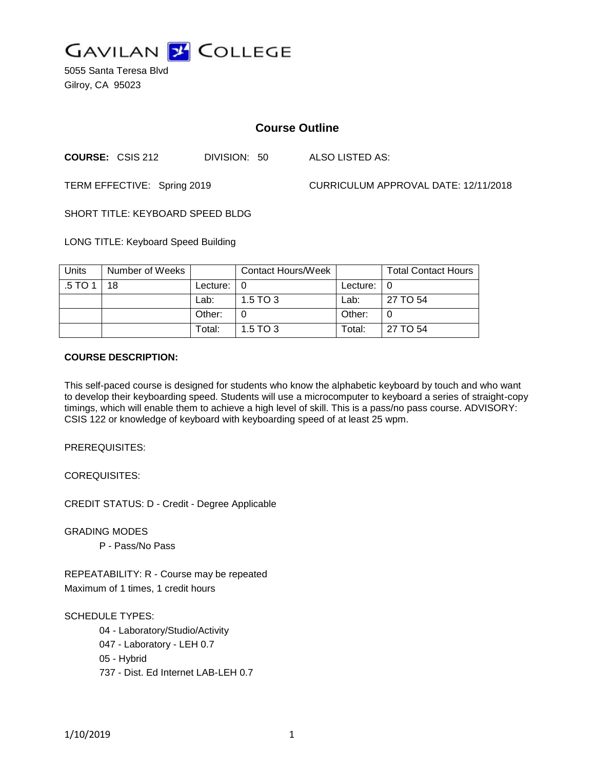# GAVILAN COLLEGE

5055 Santa Teresa Blvd
Gilroy, CA 95023

## Course Outline

**COURSE:** CSIS 212 DIVISION: 50 ALSO LISTED AS:

TERM EFFECTIVE: Spring 2019 CURRICULUM APPROVAL DATE: 12/11/2018

SHORT TITLE: KEYBOARD SPEED BLDG

LONG TITLE: Keyboard Speed Building

| Units | Number of Weeks | | Contact Hours/Week | | Total Contact Hours |
|---|---|---|---|---|---|
| .5 TO 1 | 18 | Lecture: | 0 | Lecture: | 0 |
| | | Lab: | 1.5 TO 3 | Lab: | 27 TO 54 |
| | | Other: | 0 | Other: | 0 |
| | | Total: | 1.5 TO 3 | Total: | 27 TO 54 |

**COURSE DESCRIPTION:**

This self-paced course is designed for students who know the alphabetic keyboard by touch and who want to develop their keyboarding speed. Students will use a microcomputer to keyboard a series of straight-copy timings, which will enable them to achieve a high level of skill. This is a pass/no pass course. ADVISORY: CSIS 122 or knowledge of keyboard with keyboarding speed of at least 25 wpm.

PREREQUISITES:

COREQUISITES:

CREDIT STATUS: D - Credit - Degree Applicable

GRADING MODES

P - Pass/No Pass

REPEATABILITY: R - Course may be repeated
Maximum of 1 times, 1 credit hours

SCHEDULE TYPES:

04 - Laboratory/Studio/Activity
047 - Laboratory - LEH 0.7
05 - Hybrid
737 - Dist. Ed Internet LAB-LEH 0.7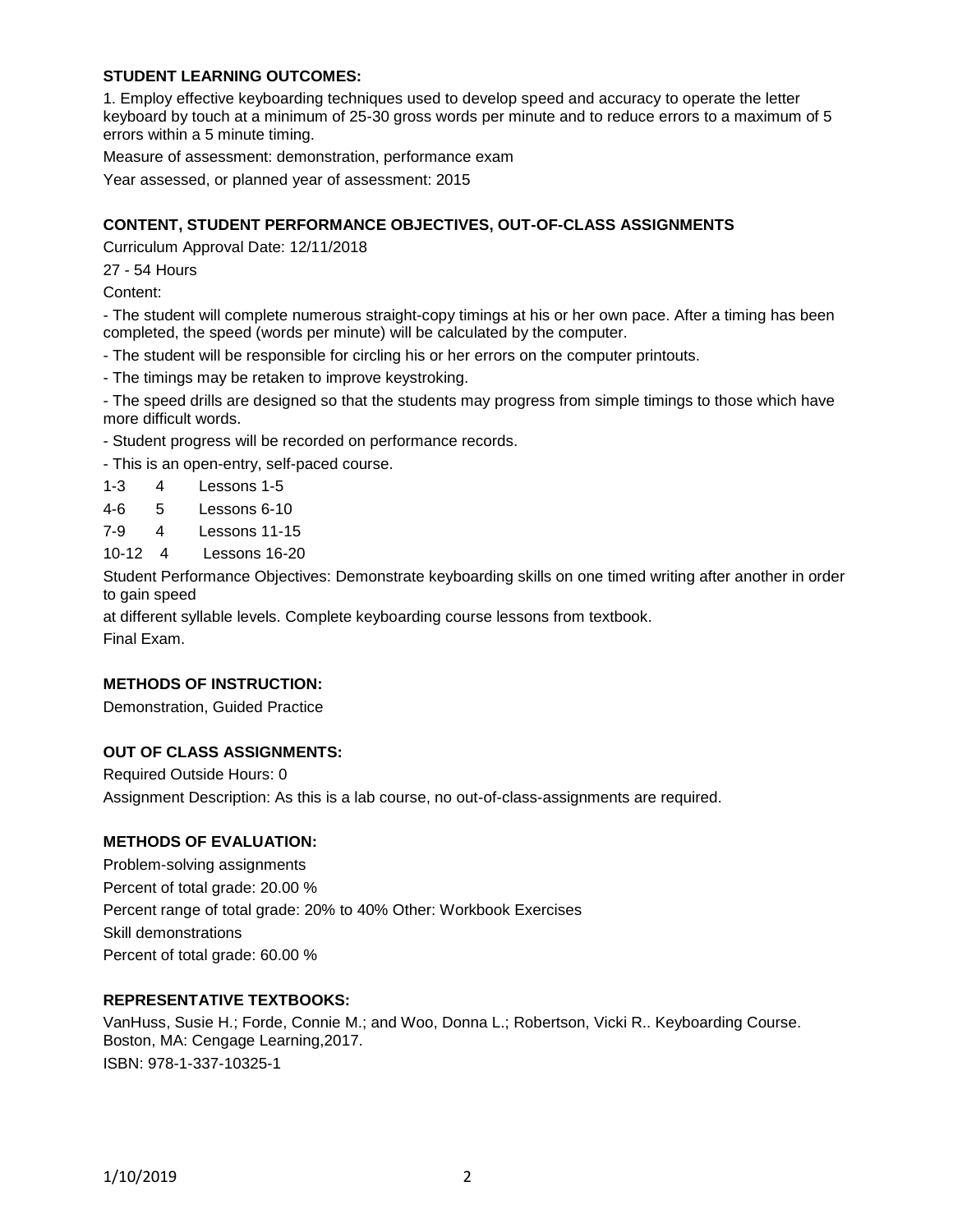**STUDENT LEARNING OUTCOMES:**

1. Employ effective keyboarding techniques used to develop speed and accuracy to operate the letter keyboard by touch at a minimum of 25-30 gross words per minute and to reduce errors to a maximum of 5 errors within a 5 minute timing.

Measure of assessment: demonstration, performance exam

Year assessed, or planned year of assessment: 2015

**CONTENT, STUDENT PERFORMANCE OBJECTIVES, OUT-OF-CLASS ASSIGNMENTS**

Curriculum Approval Date: 12/11/2018

27 - 54 Hours

Content:

- The student will complete numerous straight-copy timings at his or her own pace. After a timing has been completed, the speed (words per minute) will be calculated by the computer.
- The student will be responsible for circling his or her errors on the computer printouts.
- The timings may be retaken to improve keystroking.
- The speed drills are designed so that the students may progress from simple timings to those which have more difficult words.
- Student progress will be recorded on performance records.
- This is an open-entry, self-paced course.

1-3 4 Lessons 1-5

4-6 5 Lessons 6-10

7-9 4 Lessons 11-15

10-12 4 Lessons 16-20

Student Performance Objectives: Demonstrate keyboarding skills on one timed writing after another in order to gain speed
at different syllable levels. Complete keyboarding course lessons from textbook.
Final Exam.

**METHODS OF INSTRUCTION:**

Demonstration, Guided Practice

**OUT OF CLASS ASSIGNMENTS:**

Required Outside Hours: 0

Assignment Description: As this is a lab course, no out-of-class-assignments are required.

**METHODS OF EVALUATION:**

Problem-solving assignments

Percent of total grade: 20.00 %

Percent range of total grade: 20% to 40% Other: Workbook Exercises

Skill demonstrations

Percent of total grade: 60.00 %

**REPRESENTATIVE TEXTBOOKS:**

VanHuss, Susie H.; Forde, Connie M.; and Woo, Donna L.; Robertson, Vicki R.. Keyboarding Course. Boston, MA: Cengage Learning,2017.

ISBN: 978-1-337-10325-1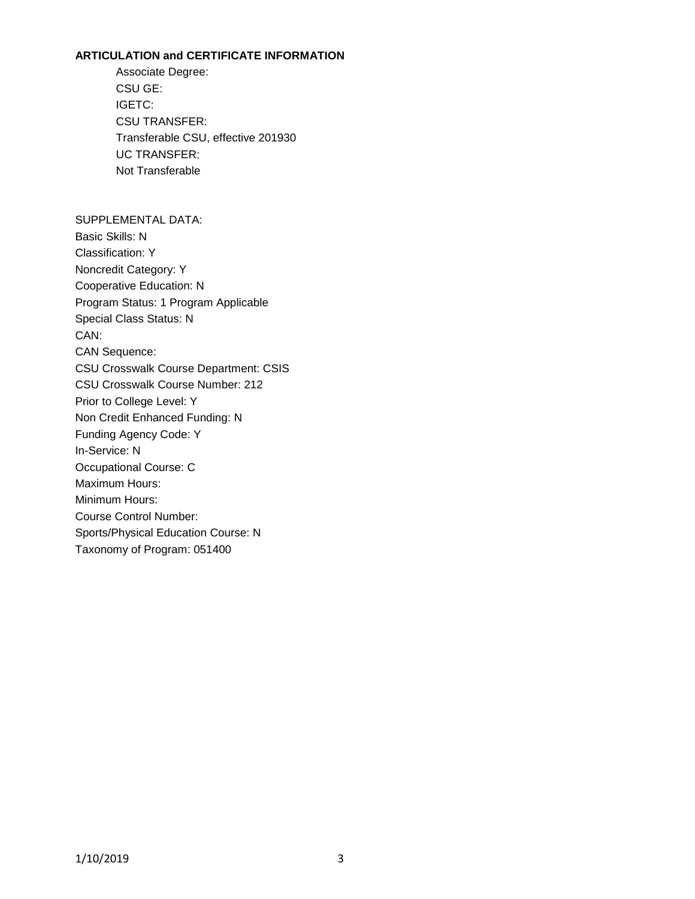**ARTICULATION and CERTIFICATE INFORMATION**

Associate Degree:
CSU GE:
IGETC:
CSU TRANSFER:
Transferable CSU, effective 201930
UC TRANSFER:
Not Transferable

SUPPLEMENTAL DATA:
Basic Skills: N
Classification: Y
Noncredit Category: Y
Cooperative Education: N
Program Status: 1 Program Applicable
Special Class Status: N
CAN:
CAN Sequence:
CSU Crosswalk Course Department: CSIS
CSU Crosswalk Course Number: 212
Prior to College Level: Y
Non Credit Enhanced Funding: N
Funding Agency Code: Y
In-Service: N
Occupational Course: C
Maximum Hours:
Minimum Hours:
Course Control Number:
Sports/Physical Education Course: N
Taxonomy of Program: 051400

1/10/2019